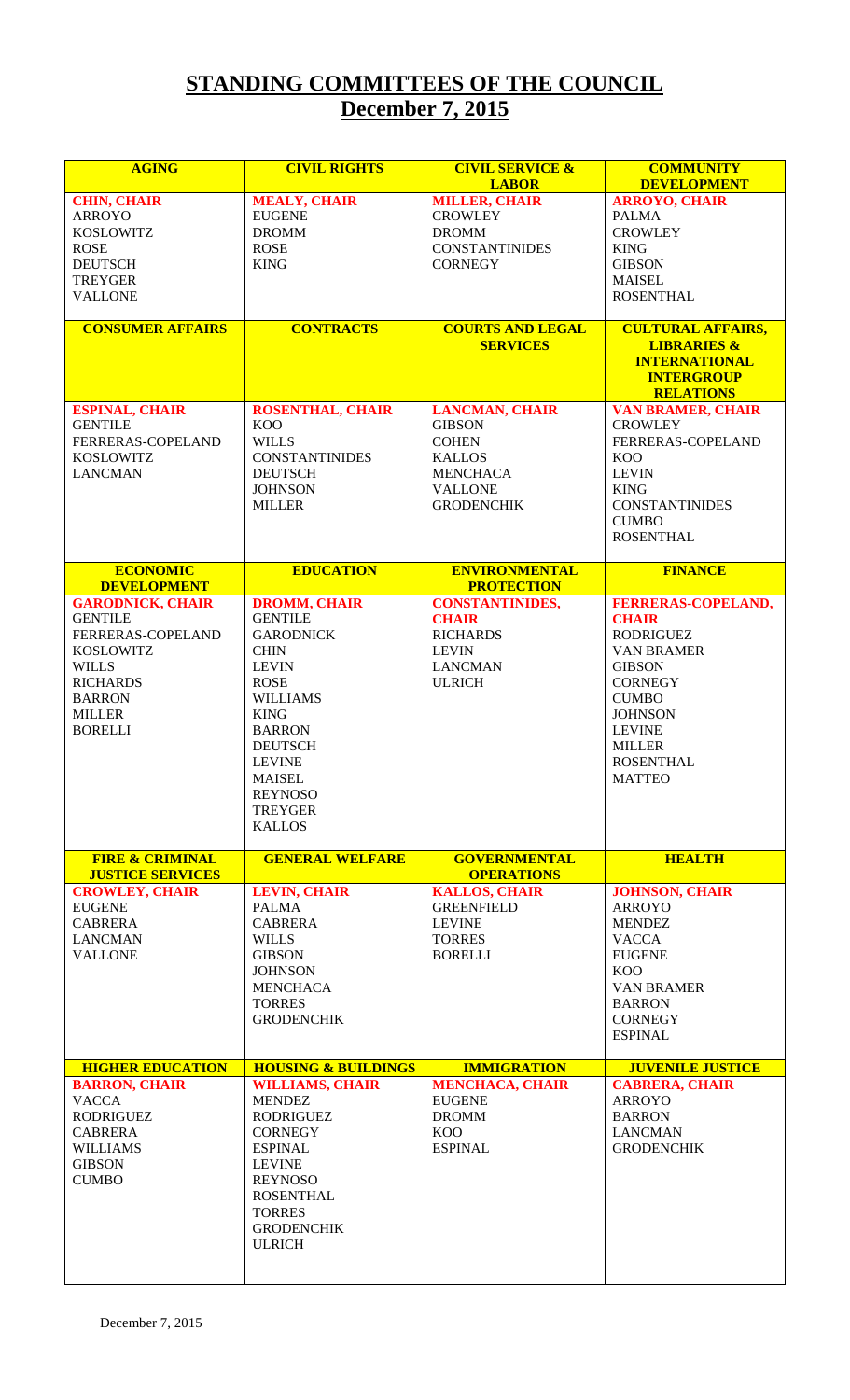# STANDING COMMITTEES OF THE COUNCIL

## December 7, 2015

| AGING | CIVIL RIGHTS | CIVIL SERVICE & LABOR | COMMUNITY DEVELOPMENT |
|---|---|---|---|
| CHIN, CHAIR | MEALY, CHAIR | MILLER, CHAIR | ARROYO, CHAIR |
| ARROYO | EUGENE | CROWLEY | PALMA |
| KOSLOWITZ | DROMM | DROMM | CROWLEY |
| ROSE | ROSE | CONSTANTINIDES | KING |
| DEUTSCH | KING | CORNEGY | GIBSON |
| TREYGER | | | MAISEL |
| VALLONE | | | ROSENTHAL |
| **CONSUMER AFFAIRS** | **CONTRACTS** | **COURTS AND LEGAL SERVICES** | **CULTURAL AFFAIRS, LIBRARIES & INTERNATIONAL INTERGROUP RELATIONS** |
| ESPINAL, CHAIR | ROSENTHAL, CHAIR | LANCMAN, CHAIR | VAN BRAMER, CHAIR |
| GENTILE | KOO | GIBSON | CROWLEY |
| FERRERAS-COPELAND | WILLS | COHEN | FERRERAS-COPELAND |
| KOSLOWITZ | CONSTANTINIDES | KALLOS | KOO |
| LANCMAN | DEUTSCH | MENCHACA | LEVIN |
| | JOHNSON | VALLONE | KING |
| | MILLER | GRODENCHIK | CONSTANTINIDES |
| | | | CUMBO |
| | | | ROSENTHAL |
| **ECONOMIC DEVELOPMENT** | **EDUCATION** | **ENVIRONMENTAL PROTECTION** | **FINANCE** |
| GARODNICK, CHAIR | DROMM, CHAIR | CONSTANTINIDES, CHAIR | FERRERAS-COPELAND, CHAIR |
| GENTILE | GENTILE | RICHARDS | RODRIGUEZ |
| FERRERAS-COPELAND | GARODNICK | LEVIN | VAN BRAMER |
| KOSLOWITZ | CHIN | LANCMAN | GIBSON |
| WILLS | LEVIN | ULRICH | CORNEGY |
| RICHARDS | ROSE | | CUMBO |
| BARRON | WILLIAMS | | JOHNSON |
| MILLER | KING | | LEVINE |
| BORELLI | BARRON | | MILLER |
| | DEUTSCH | | ROSENTHAL |
| | LEVINE | | MATTEO |
| | MAISEL | | |
| | REYNOSO | | |
| | TREYGER | | |
| | KALLOS | | |
| **FIRE & CRIMINAL JUSTICE SERVICES** | **GENERAL WELFARE** | **GOVERNMENTAL OPERATIONS** | **HEALTH** |
| CROWLEY, CHAIR | LEVIN, CHAIR | KALLOS, CHAIR | JOHNSON, CHAIR |
| EUGENE | PALMA | GREENFIELD | ARROYO |
| CABRERA | CABRERA | LEVINE | MENDEZ |
| LANCMAN | WILLS | TORRES | VACCA |
| VALLONE | GIBSON | BORELLI | EUGENE |
| | JOHNSON | | KOO |
| | MENCHACA | | VAN BRAMER |
| | TORRES | | BARRON |
| | GRODENCHIK | | CORNEGY |
| | | | ESPINAL |
| **HIGHER EDUCATION** | **HOUSING & BUILDINGS** | **IMMIGRATION** | **JUVENILE JUSTICE** |
| BARRON, CHAIR | WILLIAMS, CHAIR | MENCHACA, CHAIR | CABRERA, CHAIR |
| VACCA | MENDEZ | EUGENE | ARROYO |
| RODRIGUEZ | RODRIGUEZ | DROMM | BARRON |
| CABRERA | CORNEGY | KOO | LANCMAN |
| WILLIAMS | ESPINAL | ESPINAL | GRODENCHIK |
| GIBSON | LEVINE | | |
| CUMBO | REYNOSO | | |
| | ROSENTHAL | | |
| | TORRES | | |
| | GRODENCHIK | | |
| | ULRICH | | |

December 7, 2015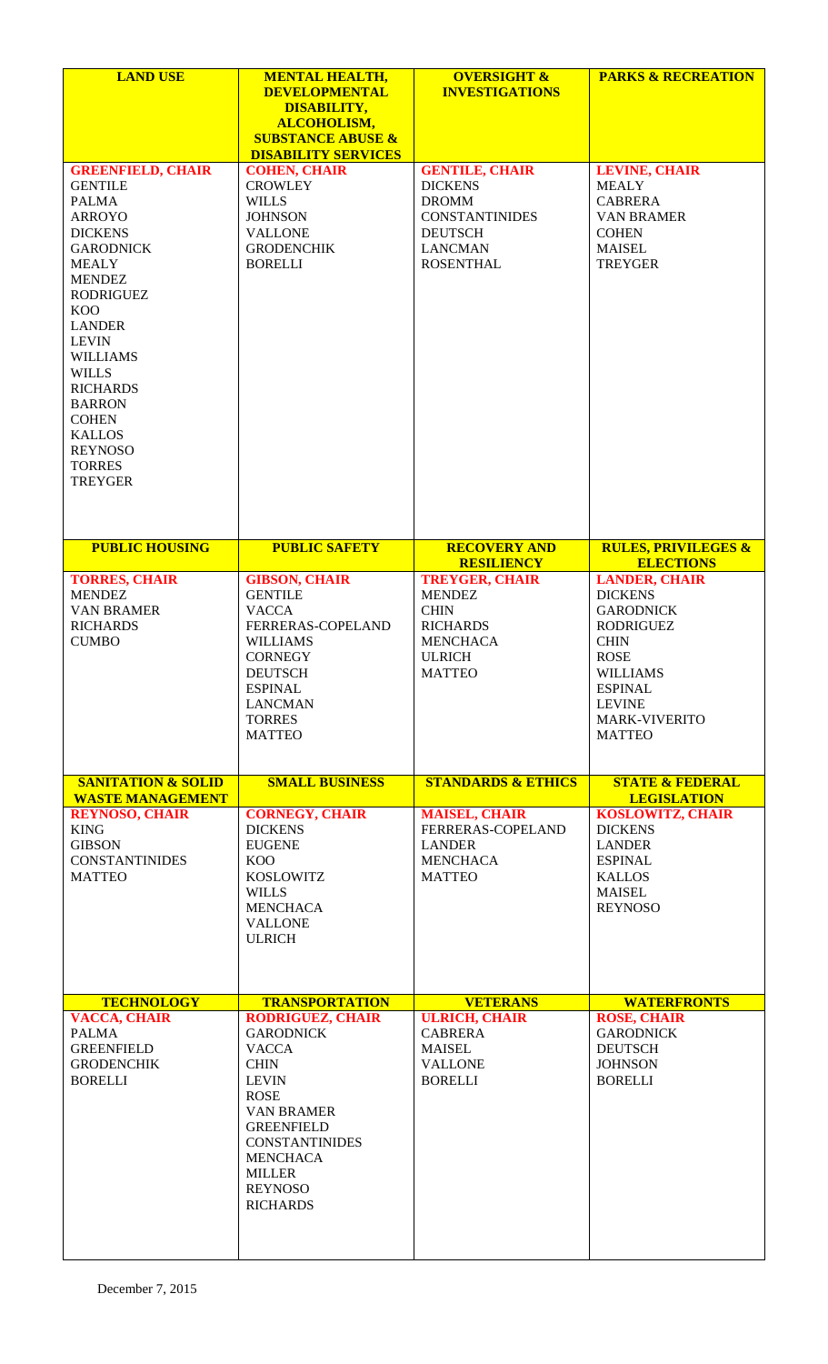| LAND USE | MENTAL HEALTH, DEVELOPMENTAL DISABILITY, ALCOHOLISM, SUBSTANCE ABUSE & DISABILITY SERVICES | OVERSIGHT & INVESTIGATIONS | PARKS & RECREATION |
|---|---|---|---|
| GREENFIELD, CHAIR<br>GENTILE<br>PALMA<br>ARROYO<br>DICKENS<br>GARODNICK<br>MEALY<br>MENDEZ<br>RODRIGUEZ<br>KOO<br>LANDER<br>LEVIN<br>WILLIAMS<br>WILLS<br>RICHARDS<br>BARRON<br>COHEN<br>KALLOS<br>REYNOSO<br>TORRES<br>TREYGER | COHEN, CHAIR<br>CROWLEY<br>WILLS<br>JOHNSON<br>VALLONE<br>GRODENCHIK<br>BORELLI | GENTILE, CHAIR<br>DICKENS<br>DROMM<br>CONSTANTINIDES<br>DEUTSCH<br>LANCMAN<br>ROSENTHAL | LEVINE, CHAIR<br>MEALY<br>CABRERA<br>VAN BRAMER<br>COHEN<br>MAISEL<br>TREYGER |
| **PUBLIC HOUSING** | **PUBLIC SAFETY** | **RECOVERY AND RESILIENCY** | **RULES, PRIVILEGES & ELECTIONS** |
| TORRES, CHAIR<br>MENDEZ<br>VAN BRAMER<br>RICHARDS<br>CUMBO | GIBSON, CHAIR<br>GENTILE<br>VACCA<br>FERRERAS-COPELAND<br>WILLIAMS<br>CORNEGY<br>DEUTSCH<br>ESPINAL<br>LANCMAN<br>TORRES<br>MATTEO | TREYGER, CHAIR<br>MENDEZ<br>CHIN<br>RICHARDS<br>MENCHACA<br>ULRICH<br>MATTEO | LANDER, CHAIR<br>DICKENS<br>GARODNICK<br>RODRIGUEZ<br>CHIN<br>ROSE<br>WILLIAMS<br>ESPINAL<br>LEVINE<br>MARK-VIVERITO<br>MATTEO |
| **SANITATION & SOLID WASTE MANAGEMENT** | **SMALL BUSINESS** | **STANDARDS & ETHICS** | **STATE & FEDERAL LEGISLATION** |
| REYNOSO, CHAIR<br>KING<br>GIBSON<br>CONSTANTINIDES<br>MATTEO | CORNEGY, CHAIR<br>DICKENS<br>EUGENE<br>KOO<br>KOSLOWITZ<br>WILLS<br>MENCHACA<br>VALLONE<br>ULRICH | MAISEL, CHAIR<br>FERRERAS-COPELAND<br>LANDER<br>MENCHACA<br>MATTEO | KOSLOWITZ, CHAIR<br>DICKENS<br>LANDER<br>ESPINAL<br>KALLOS<br>MAISEL<br>REYNOSO |
| **TECHNOLOGY** | **TRANSPORTATION** | **VETERANS** | **WATERFRONTS** |
| VACCA, CHAIR<br>PALMA<br>GREENFIELD<br>GRODENCHIK<br>BORELLI | RODRIGUEZ, CHAIR<br>GARODNICK<br>VACCA<br>CHIN<br>LEVIN<br>ROSE<br>VAN BRAMER<br>GREENFIELD<br>CONSTANTINIDES<br>MENCHACA<br>MILLER<br>REYNOSO<br>RICHARDS | ULRICH, CHAIR<br>CABRERA<br>MAISEL<br>VALLONE<br>BORELLI | ROSE, CHAIR<br>GARODNICK<br>DEUTSCH<br>JOHNSON<br>BORELLI |

December 7, 2015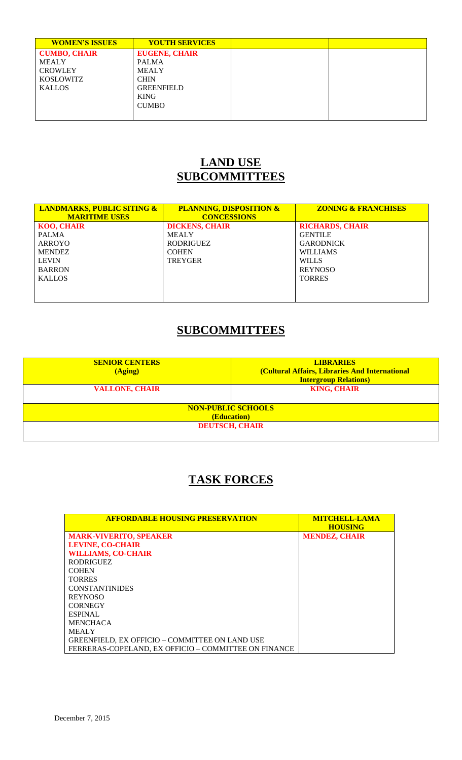| WOMEN'S ISSUES | YOUTH SERVICES | | |
|---|---|---|---|
| CUMBO, CHAIR | EUGENE, CHAIR | | |
| MEALY | PALMA | | |
| CROWLEY | MEALY | | |
| KOSLOWITZ | CHIN | | |
| KALLOS | GREENFIELD | | |
| | KING | | |
| | CUMBO | | |

## LAND USE SUBCOMMITTEES

| LANDMARKS, PUBLIC SITING & MARITIME USES | PLANNING, DISPOSITION & CONCESSIONS | ZONING & FRANCHISES |
|---|---|---|
| KOO, CHAIR | DICKENS, CHAIR | RICHARDS, CHAIR |
| PALMA | MEALY | GENTILE |
| ARROYO | RODRIGUEZ | GARODNICK |
| MENDEZ | COHEN | WILLIAMS |
| LEVIN | TREYGER | WILLS |
| BARRON | | REYNOSO |
| KALLOS | | TORRES |

## SUBCOMMITTEES

| SENIOR CENTERS (Aging) | LIBRARIES (Cultural Affairs, Libraries And International Intergroup Relations) |
|---|---|
| VALLONE, CHAIR | KING, CHAIR |
| NON-PUBLIC SCHOOLS (Education) | |
| DEUTSCH, CHAIR | |

## TASK FORCES

| AFFORDABLE HOUSING PRESERVATION | MITCHELL-LAMA HOUSING |
|---|---|
| MARK-VIVERITO, SPEAKER | MENDEZ, CHAIR |
| LEVINE, CO-CHAIR | |
| WILLIAMS, CO-CHAIR | |
| RODRIGUEZ | |
| COHEN | |
| TORRES | |
| CONSTANTINIDES | |
| REYNOSO | |
| CORNEGY | |
| ESPINAL | |
| MENCHACA | |
| MEALY | |
| GREENFIELD, EX OFFICIO – COMMITTEE ON LAND USE | |
| FERRERAS-COPELAND, EX OFFICIO – COMMITTEE ON FINANCE | |

December 7, 2015